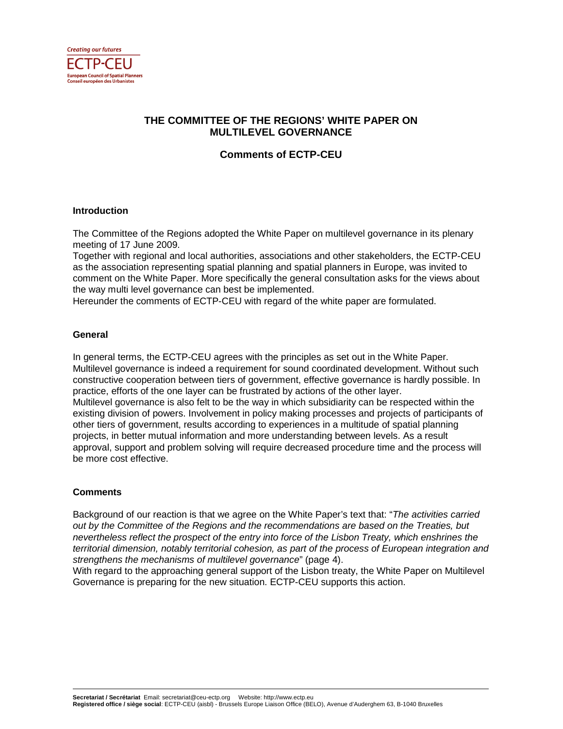Creating our futures

ECTP-CEU

European Council of Spatial Planners
Conseil européen des Urbanistes

# THE COMMITTEE OF THE REGIONS' WHITE PAPER ON MULTILEVEL GOVERNANCE

## Comments of ECTP-CEU

### Introduction

The Committee of the Regions adopted the White Paper on multilevel governance in its plenary meeting of 17 June 2009.
Together with regional and local authorities, associations and other stakeholders, the ECTP-CEU as the association representing spatial planning and spatial planners in Europe, was invited to comment on the White Paper. More specifically the general consultation asks for the views about the way multi level governance can best be implemented.
Hereunder the comments of ECTP-CEU with regard of the white paper are formulated.

### General

In general terms, the ECTP-CEU agrees with the principles as set out in the White Paper. Multilevel governance is indeed a requirement for sound coordinated development. Without such constructive cooperation between tiers of government, effective governance is hardly possible. In practice, efforts of the one layer can be frustrated by actions of the other layer.
Multilevel governance is also felt to be the way in which subsidiarity can be respected within the existing division of powers. Involvement in policy making processes and projects of participants of other tiers of government, results according to experiences in a multitude of spatial planning projects, in better mutual information and more understanding between levels. As a result approval, support and problem solving will require decreased procedure time and the process will be more cost effective.

### Comments

Background of our reaction is that we agree on the White Paper's text that: "*The activities carried out by the Committee of the Regions and the recommendations are based on the Treaties, but nevertheless reflect the prospect of the entry into force of the Lisbon Treaty, which enshrines the territorial dimension, notably territorial cohesion, as part of the process of European integration and strengthens the mechanisms of multilevel governance*" (page 4).
With regard to the approaching general support of the Lisbon treaty, the White Paper on Multilevel Governance is preparing for the new situation. ECTP-CEU supports this action.

**Secretariat / Secrétariat** Email: secretariat@ceu-ectp.org Website: http://www.ectp.eu
**Registered office / siège social**: ECTP-CEU (aisbl) - Brussels Europe Liaison Office (BELO), Avenue d'Auderghem 63, B-1040 Bruxelles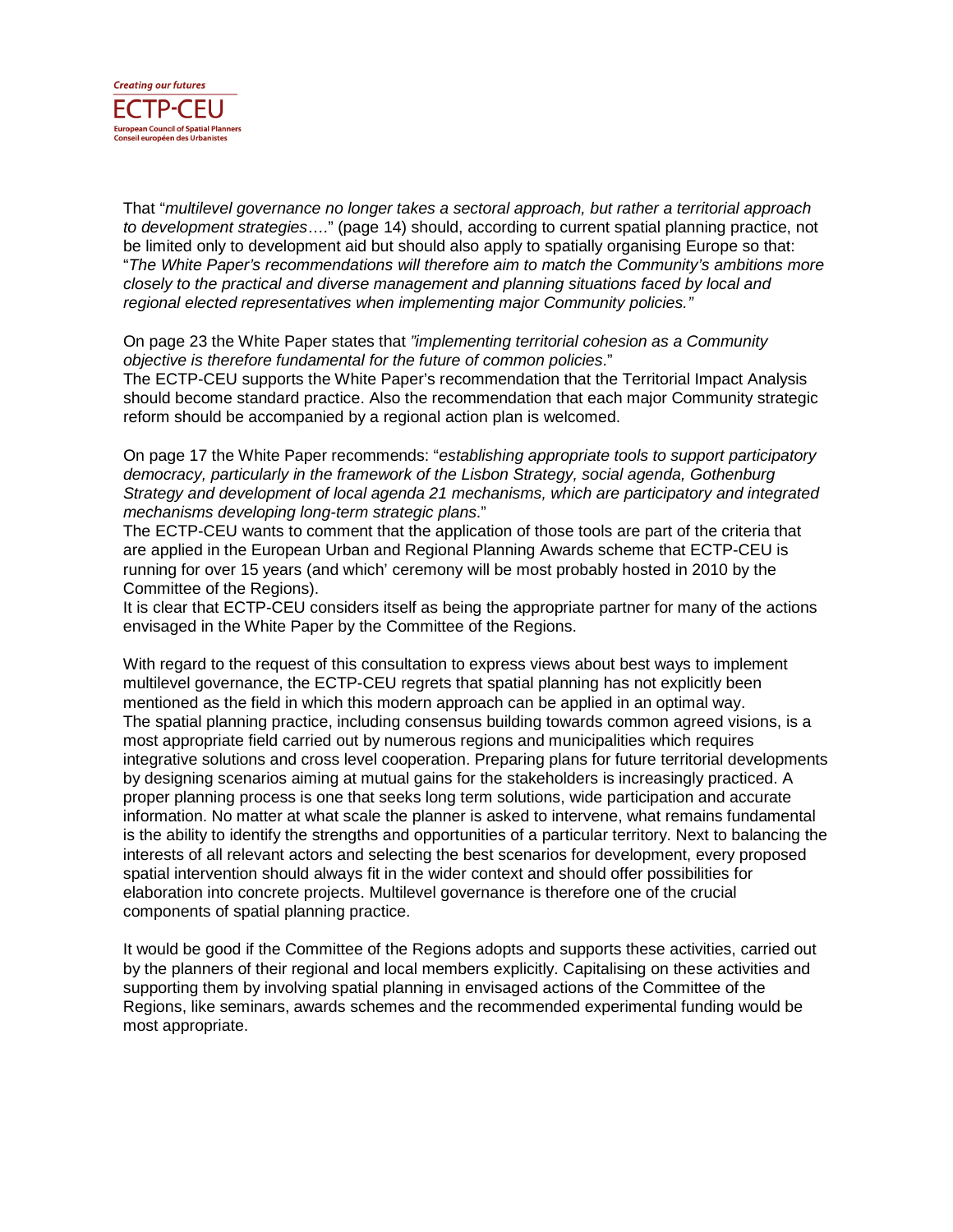That "*multilevel governance no longer takes a sectoral approach, but rather a territorial approach to development strategies*…." (page 14) should, according to current spatial planning practice, not be limited only to development aid but should also apply to spatially organising Europe so that: "*The White Paper's recommendations will therefore aim to match the Community's ambitions more closely to the practical and diverse management and planning situations faced by local and regional elected representatives when implementing major Community policies."*

On page 23 the White Paper states that *"implementing territorial cohesion as a Community objective is therefore fundamental for the future of common policies*."
The ECTP-CEU supports the White Paper's recommendation that the Territorial Impact Analysis should become standard practice. Also the recommendation that each major Community strategic reform should be accompanied by a regional action plan is welcomed.

On page 17 the White Paper recommends: "*establishing appropriate tools to support participatory democracy, particularly in the framework of the Lisbon Strategy, social agenda, Gothenburg Strategy and development of local agenda 21 mechanisms, which are participatory and integrated mechanisms developing long-term strategic plans*."
The ECTP-CEU wants to comment that the application of those tools are part of the criteria that are applied in the European Urban and Regional Planning Awards scheme that ECTP-CEU is running for over 15 years (and which' ceremony will be most probably hosted in 2010 by the Committee of the Regions).
It is clear that ECTP-CEU considers itself as being the appropriate partner for many of the actions envisaged in the White Paper by the Committee of the Regions.

With regard to the request of this consultation to express views about best ways to implement multilevel governance, the ECTP-CEU regrets that spatial planning has not explicitly been mentioned as the field in which this modern approach can be applied in an optimal way.
The spatial planning practice, including consensus building towards common agreed visions, is a most appropriate field carried out by numerous regions and municipalities which requires integrative solutions and cross level cooperation. Preparing plans for future territorial developments by designing scenarios aiming at mutual gains for the stakeholders is increasingly practiced. A proper planning process is one that seeks long term solutions, wide participation and accurate information. No matter at what scale the planner is asked to intervene, what remains fundamental is the ability to identify the strengths and opportunities of a particular territory. Next to balancing the interests of all relevant actors and selecting the best scenarios for development, every proposed spatial intervention should always fit in the wider context and should offer possibilities for elaboration into concrete projects. Multilevel governance is therefore one of the crucial components of spatial planning practice.

It would be good if the Committee of the Regions adopts and supports these activities, carried out by the planners of their regional and local members explicitly. Capitalising on these activities and supporting them by involving spatial planning in envisaged actions of the Committee of the Regions, like seminars, awards schemes and the recommended experimental funding would be most appropriate.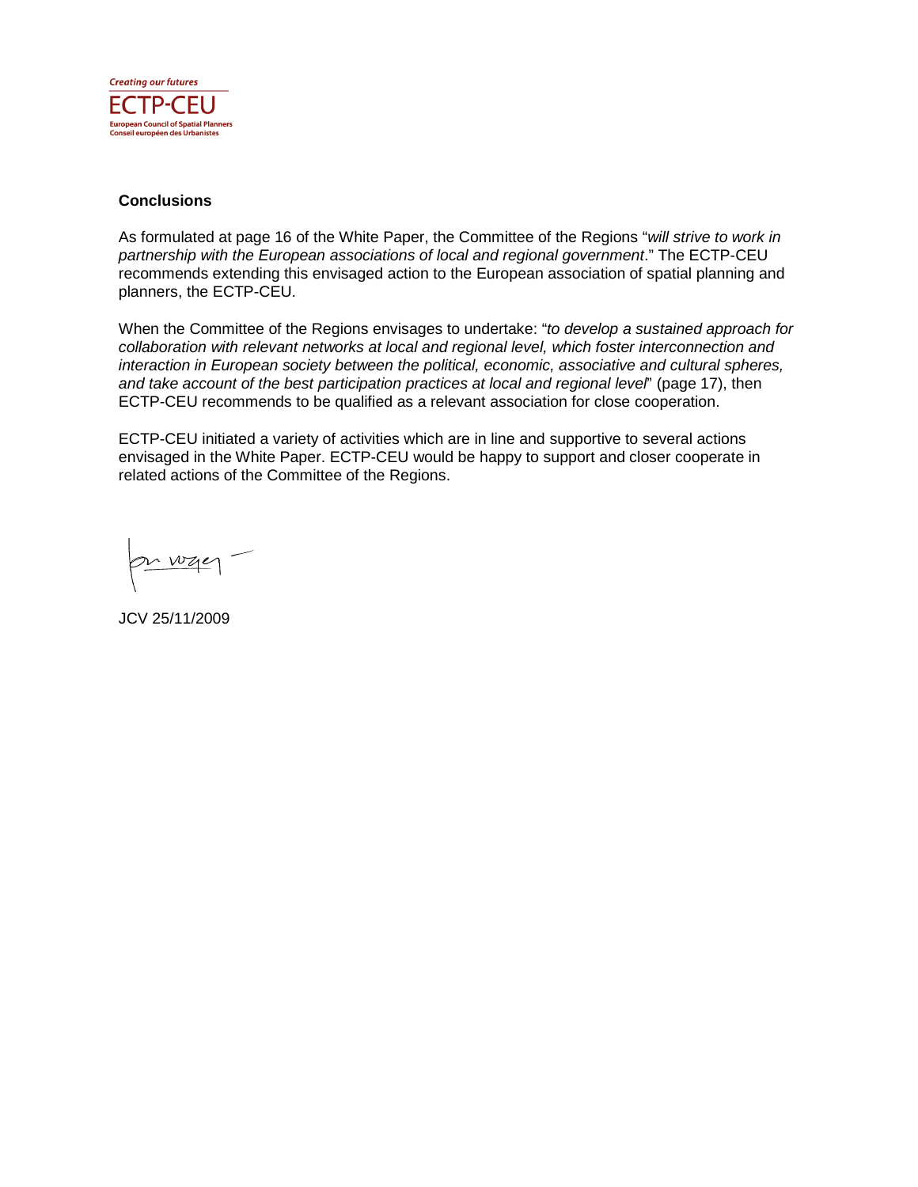**Conclusions**

As formulated at page 16 of the White Paper, the Committee of the Regions "*will strive to work in partnership with the European associations of local and regional government*." The ECTP-CEU recommends extending this envisaged action to the European association of spatial planning and planners, the ECTP-CEU.

When the Committee of the Regions envisages to undertake: "*to develop a sustained approach for collaboration with relevant networks at local and regional level, which foster interconnection and interaction in European society between the political, economic, associative and cultural spheres, and take account of the best participation practices at local and regional level*" (page 17), then ECTP-CEU recommends to be qualified as a relevant association for close cooperation.

ECTP-CEU initiated a variety of activities which are in line and supportive to several actions envisaged in the White Paper. ECTP-CEU would be happy to support and closer cooperate in related actions of the Committee of the Regions.

JCV 25/11/2009